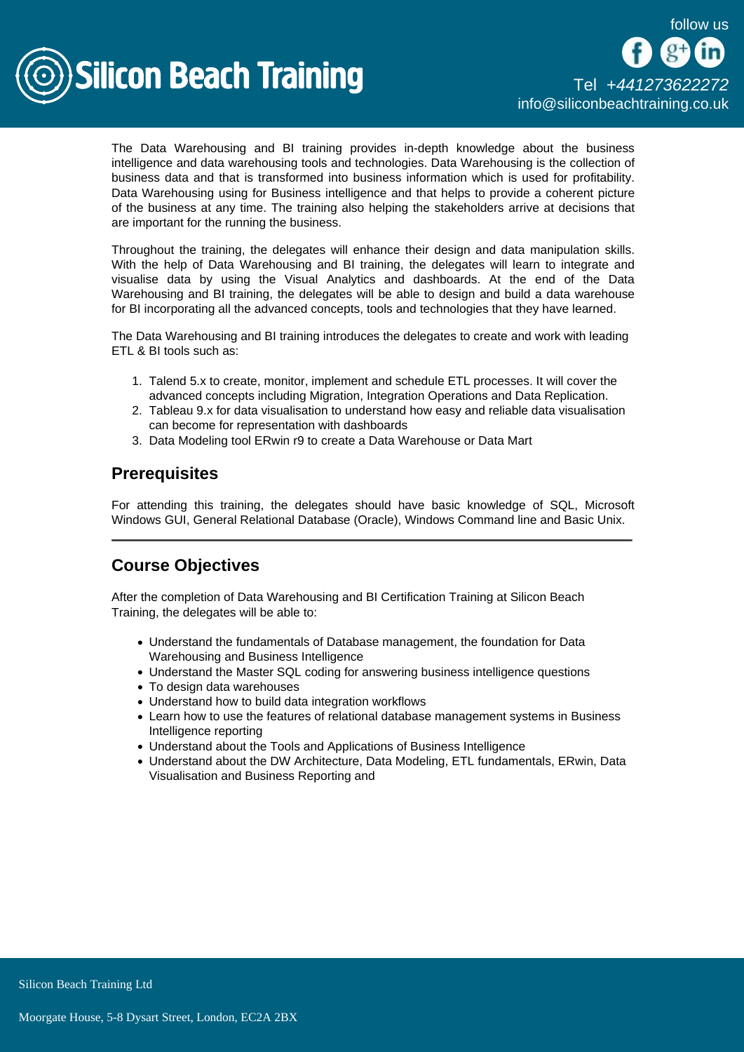The Data Warehousing and BI training provides in-depth knowledge about the business intelligence and data warehousing tools and technologies. Data Warehousing is the collection of business data and that is transformed into business information which is used for profitability. Data Warehousing using for Business intelligence and that helps to provide a coherent picture of the business at any time. The training also helping the stakeholders arrive at decisions that are important for the running the business.

Throughout the training, the delegates will enhance their design and data manipulation skills. With the help of Data Warehousing and BI training, the delegates will learn to integrate and visualise data by using the Visual Analytics and dashboards. At the end of the Data Warehousing and BI training, the delegates will be able to design and build a data warehouse for BI incorporating all the advanced concepts, tools and technologies that they have learned.

The Data Warehousing and BI training introduces the delegates to create and work with leading ETL & BI tools such as:

1. Talend 5.x to create, monitor, implement and schedule ETL processes. It will cover the advanced concepts including Migration, Integration Operations and Data Replication.
2. Tableau 9.x for data visualisation to understand how easy and reliable data visualisation can become for representation with dashboards
3. Data Modeling tool ERwin r9 to create a Data Warehouse or Data Mart

## Prerequisites

For attending this training, the delegates should have basic knowledge of SQL, Microsoft Windows GUI, General Relational Database (Oracle), Windows Command line and Basic Unix.

---

## Course Objectives

After the completion of Data Warehousing and BI Certification Training at Silicon Beach Training, the delegates will be able to:

- Understand the fundamentals of Database management, the foundation for Data Warehousing and Business Intelligence
- Understand the Master SQL coding for answering business intelligence questions
- To design data warehouses
- Understand how to build data integration workflows
- Learn how to use the features of relational database management systems in Business Intelligence reporting
- Understand about the Tools and Applications of Business Intelligence
- Understand about the DW Architecture, Data Modeling, ETL fundamentals, ERwin, Data Visualisation and Business Reporting and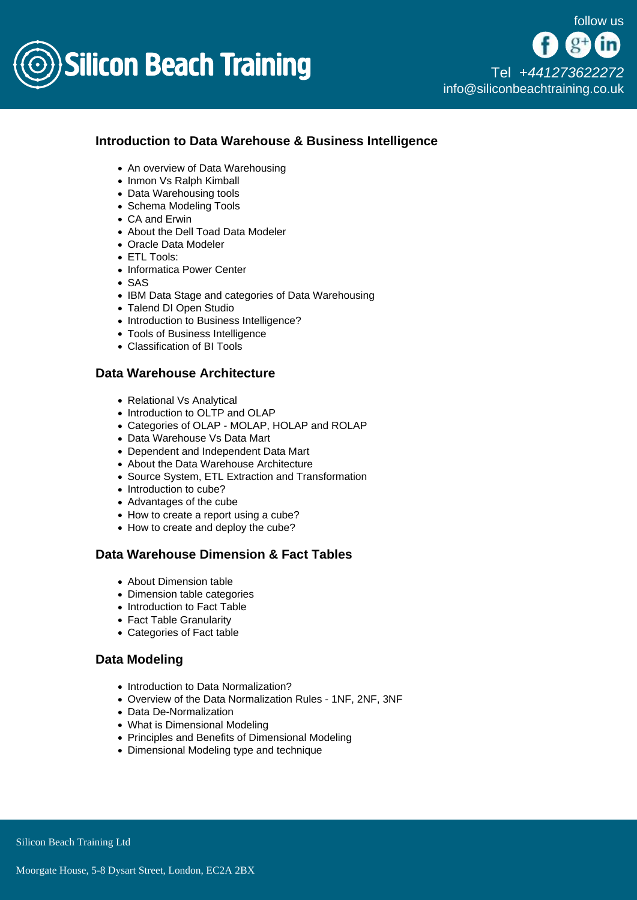## Introduction to Data Warehouse & Business Intelligence

- An overview of Data Warehousing
- Inmon Vs Ralph Kimball
- Data Warehousing tools
- Schema Modeling Tools
- CA and Erwin
- About the Dell Toad Data Modeler
- Oracle Data Modeler
- ETL Tools:
- Informatica Power Center
- SAS
- IBM Data Stage and categories of Data Warehousing
- Talend DI Open Studio
- Introduction to Business Intelligence?
- Tools of Business Intelligence
- Classification of BI Tools

## Data Warehouse Architecture

- Relational Vs Analytical
- Introduction to OLTP and OLAP
- Categories of OLAP - MOLAP, HOLAP and ROLAP
- Data Warehouse Vs Data Mart
- Dependent and Independent Data Mart
- About the Data Warehouse Architecture
- Source System, ETL Extraction and Transformation
- Introduction to cube?
- Advantages of the cube
- How to create a report using a cube?
- How to create and deploy the cube?

## Data Warehouse Dimension & Fact Tables

- About Dimension table
- Dimension table categories
- Introduction to Fact Table
- Fact Table Granularity
- Categories of Fact table

## Data Modeling

- Introduction to Data Normalization?
- Overview of the Data Normalization Rules - 1NF, 2NF, 3NF
- Data De-Normalization
- What is Dimensional Modeling
- Principles and Benefits of Dimensional Modeling
- Dimensional Modeling type and technique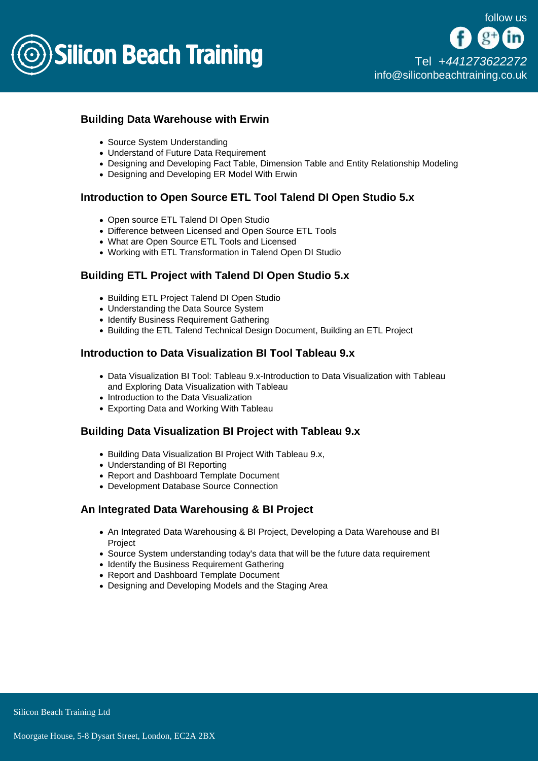### Building Data Warehouse with Erwin

- Source System Understanding
- Understand of Future Data Requirement
- Designing and Developing Fact Table, Dimension Table and Entity Relationship Modeling
- Designing and Developing ER Model With Erwin

### Introduction to Open Source ETL Tool Talend DI Open Studio 5.x

- Open source ETL Talend DI Open Studio
- Difference between Licensed and Open Source ETL Tools
- What are Open Source ETL Tools and Licensed
- Working with ETL Transformation in Talend Open DI Studio

### Building ETL Project with Talend DI Open Studio 5.x

- Building ETL Project Talend DI Open Studio
- Understanding the Data Source System
- Identify Business Requirement Gathering
- Building the ETL Talend Technical Design Document, Building an ETL Project

### Introduction to Data Visualization BI Tool Tableau 9.x

- Data Visualization BI Tool: Tableau 9.x-Introduction to Data Visualization with Tableau and Exploring Data Visualization with Tableau
- Introduction to the Data Visualization
- Exporting Data and Working With Tableau

### Building Data Visualization BI Project with Tableau 9.x

- Building Data Visualization BI Project With Tableau 9.x,
- Understanding of BI Reporting
- Report and Dashboard Template Document
- Development Database Source Connection

### An Integrated Data Warehousing & BI Project

- An Integrated Data Warehousing & BI Project, Developing a Data Warehouse and BI Project
- Source System understanding today's data that will be the future data requirement
- Identify the Business Requirement Gathering
- Report and Dashboard Template Document
- Designing and Developing Models and the Staging Area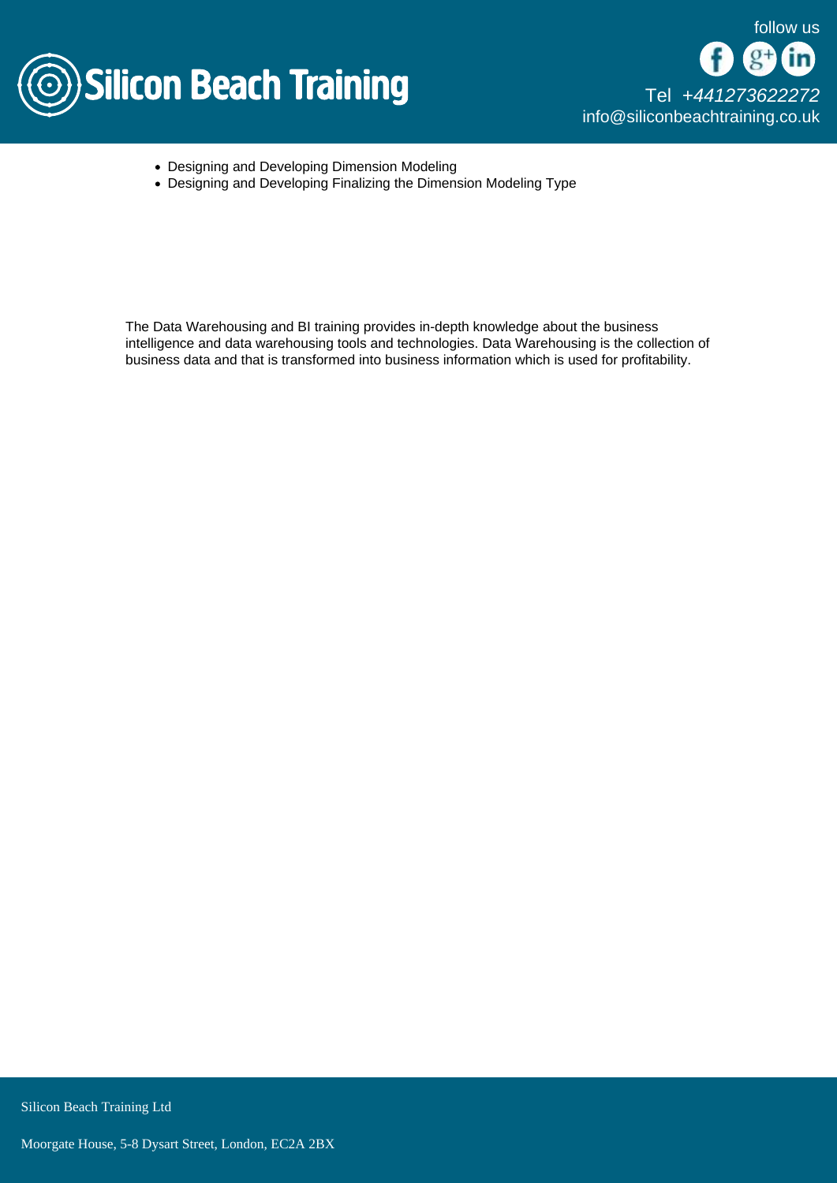- Designing and Developing Dimension Modeling
- Designing and Developing Finalizing the Dimension Modeling Type

The Data Warehousing and BI training provides in-depth knowledge about the business intelligence and data warehousing tools and technologies. Data Warehousing is the collection of business data and that is transformed into business information which is used for profitability.